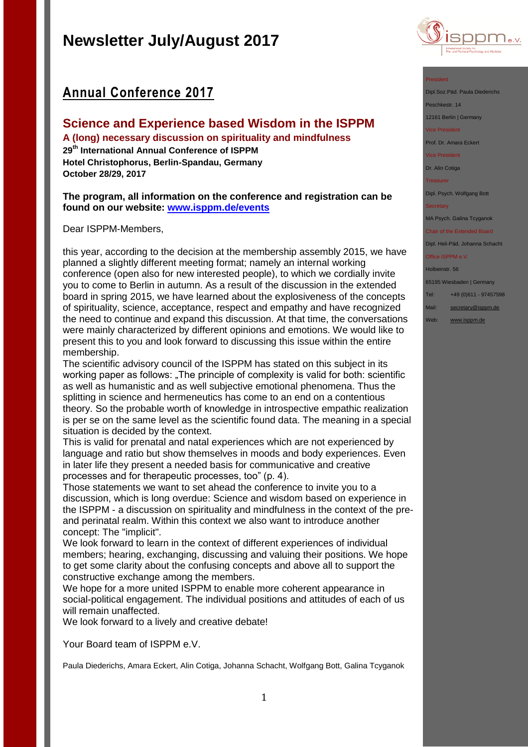# Newsletter July/August 2017

## Annual Conference 2017

### Science and Experience based Wisdom in the ISPPM

**A (long) necessary discussion on spirituality and mindfulness**

**29th International Annual Conference of ISPPM**
**Hotel Christophorus, Berlin-Spandau, Germany**
**October 28/29, 2017**

**The program, all information on the conference and registration can be found on our website: [www.isppm.de/events](www.isppm.de/events)**

Dear ISPPM-Members,

this year, according to the decision at the membership assembly 2015, we have planned a slightly different meeting format; namely an internal working conference (open also for new interested people), to which we cordially invite you to come to Berlin in autumn. As a result of the discussion in the extended board in spring 2015, we have learned about the explosiveness of the concepts of spirituality, science, acceptance, respect and empathy and have recognized the need to continue and expand this discussion. At that time, the conversations were mainly characterized by different opinions and emotions. We would like to present this to you and look forward to discussing this issue within the entire membership.

The scientific advisory council of the ISPPM has stated on this subject in its working paper as follows: „The principle of complexity is valid for both: scientific as well as humanistic and as well subjective emotional phenomena. Thus the splitting in science and hermeneutics has come to an end on a contentious theory. So the probable worth of knowledge in introspective empathic realization is per se on the same level as the scientific found data. The meaning in a special situation is decided by the context.

This is valid for prenatal and natal experiences which are not experienced by language and ratio but show themselves in moods and body experiences. Even in later life they present a needed basis for communicative and creative processes and for therapeutic processes, too" (p. 4).

Those statements we want to set ahead the conference to invite you to a discussion, which is long overdue: Science and wisdom based on experience in the ISPPM - a discussion on spirituality and mindfulness in the context of the pre- and perinatal realm. Within this context we also want to introduce another concept: The "implicit".

We look forward to learn in the context of different experiences of individual members; hearing, exchanging, discussing and valuing their positions. We hope to get some clarity about the confusing concepts and above all to support the constructive exchange among the members.

We hope for a more united ISPPM to enable more coherent appearance in social-political engagement. The individual positions and attitudes of each of us will remain unaffected.

We look forward to a lively and creative debate!

Your Board team of ISPPM e.V.

Paula Diederichs, Amara Eckert, Alin Cotiga, Johanna Schacht, Wolfgang Bott, Galina Tcyganok

---

President
Dipl.Soz.Päd. Paula Diederichs
Peschkestr. 14
12161 Berlin | Germany

Vice President
Prof. Dr. Amara Eckert

Vice President
Dr. Alin Cotiga

Treasurer
Dipl. Psych. Wolfgang Bott

Secretary
MA Psych. Galina Tcyganok

Chair of the Extended Board
Dipl. Heil-Päd. Johanna Schacht

Office ISPPM e.V.
Holbeinstr. 56
65195 Wiesbaden | Germany

Tel: +49 (0)611 - 97457598
Mail: secretary@isppm.de
Web: www.isppm.de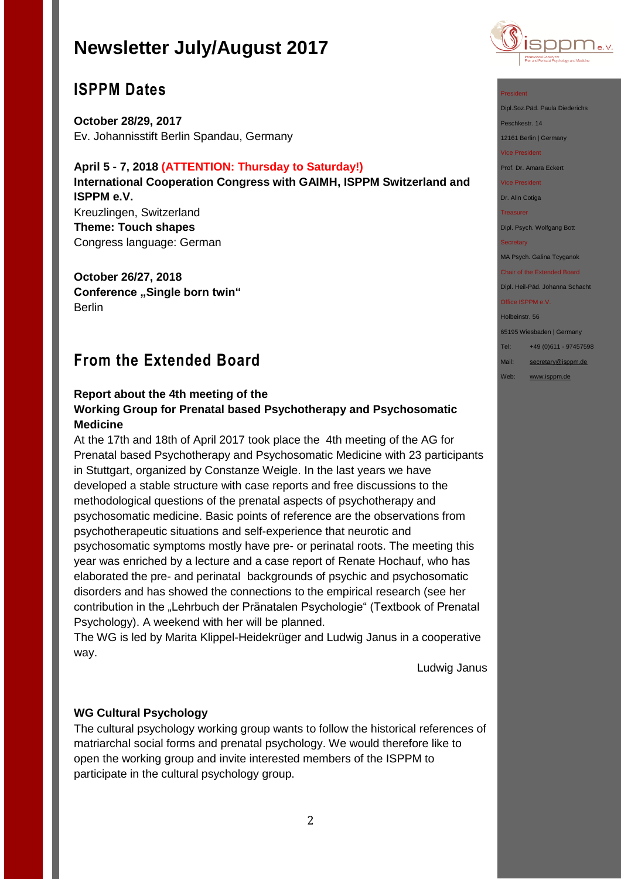# Newsletter July/August 2017

## ISPPM Dates

**October 28/29, 2017**
Ev. Johannisstift Berlin Spandau, Germany

**April 5 - 7, 2018 (ATTENTION: Thursday to Saturday!)**
**International Cooperation Congress with GAIMH, ISPPM Switzerland and ISPPM e.V.**
Kreuzlingen, Switzerland
**Theme: Touch shapes**
Congress language: German

**October 26/27, 2018**
**Conference „Single born twin"**
Berlin

## From the Extended Board

**Report about the 4th meeting of the Working Group for Prenatal based Psychotherapy and Psychosomatic Medicine**

At the 17th and 18th of April 2017 took place the 4th meeting of the AG for Prenatal based Psychotherapy and Psychosomatic Medicine with 23 participants in Stuttgart, organized by Constanze Weigle. In the last years we have developed a stable structure with case reports and free discussions to the methodological questions of the prenatal aspects of psychotherapy and psychosomatic medicine. Basic points of reference are the observations from psychotherapeutic situations and self-experience that neurotic and psychosomatic symptoms mostly have pre- or perinatal roots. The meeting this year was enriched by a lecture and a case report of Renate Hochauf, who has elaborated the pre- and perinatal backgrounds of psychic and psychosomatic disorders and has showed the connections to the empirical research (see her contribution in the „Lehrbuch der Pränatalen Psychologie" (Textbook of Prenatal Psychology). A weekend with her will be planned.
The WG is led by Marita Klippel-Heidekrüger and Ludwig Janus in a cooperative way.

Ludwig Janus

**WG Cultural Psychology**

The cultural psychology working group wants to follow the historical references of matriarchal social forms and prenatal psychology. We would therefore like to open the working group and invite interested members of the ISPPM to participate in the cultural psychology group.

President
Dipl.Soz.Päd. Paula Diederichs
Peschkestr. 14
12161 Berlin | Germany

Vice President
Prof. Dr. Amara Eckert

Vice President
Dr. Alin Cotiga

Treasurer
Dipl. Psych. Wolfgang Bott

Secretary
MA Psych. Galina Tcyganok

Chair of the Extended Board
Dipl. Heil-Päd. Johanna Schacht

Office ISPPM e.V.
Holbeinstr. 56
65195 Wiesbaden | Germany
Tel: +49 (0)611 - 97457598
Mail: secretary@isppm.de
Web: www.isppm.de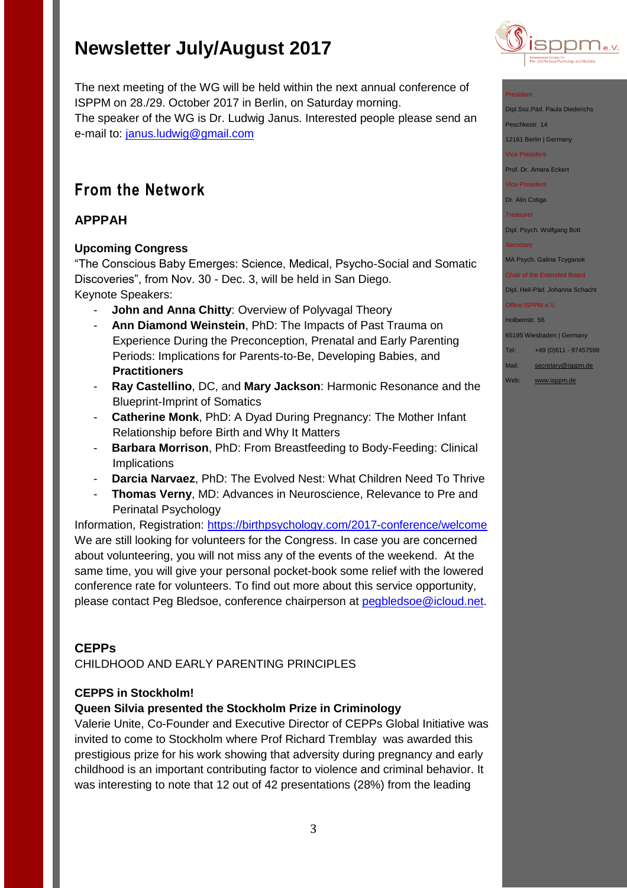# Newsletter July/August 2017

The next meeting of the WG will be held within the next annual conference of ISPPM on 28./29. October 2017 in Berlin, on Saturday morning.
The speaker of the WG is Dr. Ludwig Janus. Interested people please send an e-mail to: janus.ludwig@gmail.com

## From the Network

### APPPAH

**Upcoming Congress**
"The Conscious Baby Emerges: Science, Medical, Psycho-Social and Somatic Discoveries", from Nov. 30 - Dec. 3, will be held in San Diego.
Keynote Speakers:

- **John and Anna Chitty**: Overview of Polyvagal Theory
- **Ann Diamond Weinstein**, PhD: The Impacts of Past Trauma on Experience During the Preconception, Prenatal and Early Parenting Periods: Implications for Parents-to-Be, Developing Babies, and **Practitioners**
- **Ray Castellino**, DC, and **Mary Jackson**: Harmonic Resonance and the Blueprint-Imprint of Somatics
- **Catherine Monk**, PhD: A Dyad During Pregnancy: The Mother Infant Relationship before Birth and Why It Matters
- **Barbara Morrison**, PhD: From Breastfeeding to Body-Feeding: Clinical Implications
- **Darcia Narvaez**, PhD: The Evolved Nest: What Children Need To Thrive
- **Thomas Verny**, MD: Advances in Neuroscience, Relevance to Pre and Perinatal Psychology

Information, Registration: https://birthpsychology.com/2017-conference/welcome
We are still looking for volunteers for the Congress. In case you are concerned about volunteering, you will not miss any of the events of the weekend. At the same time, you will give your personal pocket-book some relief with the lowered conference rate for volunteers. To find out more about this service opportunity, please contact Peg Bledsoe, conference chairperson at pegbledsoe@icloud.net.

### CEPPs

CHILDHOOD AND EARLY PARENTING PRINCIPLES

**CEPPS in Stockholm!**
**Queen Silvia presented the Stockholm Prize in Criminology**
Valerie Unite, Co-Founder and Executive Director of CEPPs Global Initiative was invited to come to Stockholm where Prof Richard Tremblay was awarded this prestigious prize for his work showing that adversity during pregnancy and early childhood is an important contributing factor to violence and criminal behavior. It was interesting to note that 12 out of 42 presentations (28%) from the leading

President
Dipl.Soz.Päd. Paula Diederichs
Peschkestr. 14
12161 Berlin | Germany
Vice President
Prof. Dr. Amara Eckert
Vice President
Dr. Alin Cotiga
Treasurer
Dipl. Psych. Wolfgang Bott
Secretary
MA Psych. Galina Tcyganok
Chair of the Extended Board
Dipl. Heil-Päd. Johanna Schacht
Office ISPPM e.V.
Holbeinstr. 56
65195 Wiesbaden | Germany
Tel: +49 (0)611 - 97457598
Mail: secretary@isppm.de
Web: www.isppm.de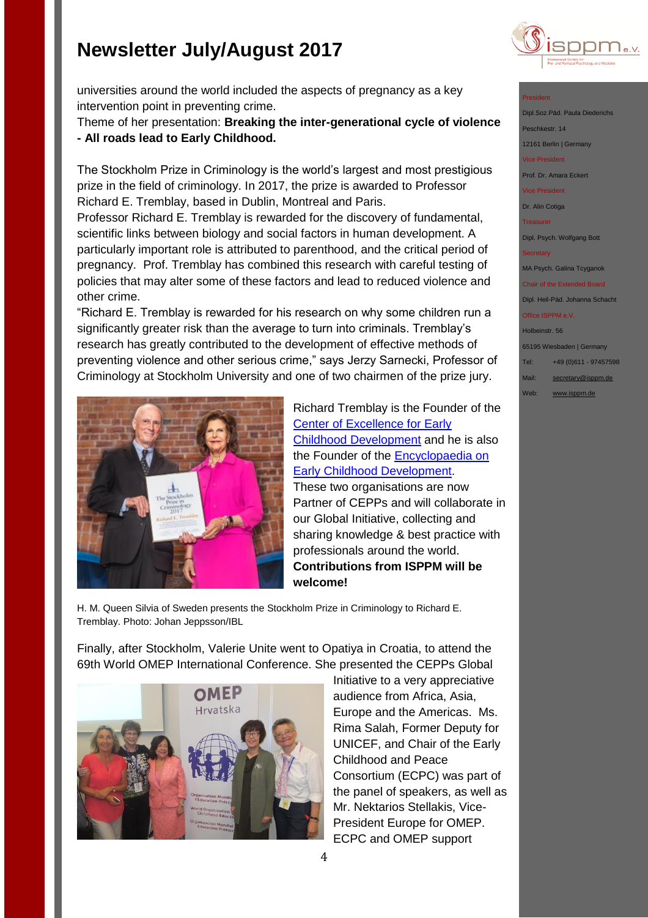universities around the world included the aspects of pregnancy as a key intervention point in preventing crime.
Theme of her presentation: **Breaking the inter-generational cycle of violence - All roads lead to Early Childhood.**

The Stockholm Prize in Criminology is the world's largest and most prestigious prize in the field of criminology. In 2017, the prize is awarded to Professor Richard E. Tremblay, based in Dublin, Montreal and Paris.
Professor Richard E. Tremblay is rewarded for the discovery of fundamental, scientific links between biology and social factors in human development. A particularly important role is attributed to parenthood, and the critical period of pregnancy. Prof. Tremblay has combined this research with careful testing of policies that may alter some of these factors and lead to reduced violence and other crime.
"Richard E. Tremblay is rewarded for his research on why some children run a significantly greater risk than the average to turn into criminals. Tremblay's research has greatly contributed to the development of effective methods of preventing violence and other serious crime," says Jerzy Sarnecki, Professor of Criminology at Stockholm University and one of two chairmen of the prize jury.

Richard Tremblay is the Founder of the Center of Excellence for Early Childhood Development and he is also the Founder of the Encyclopaedia on Early Childhood Development. These two organisations are now Partner of CEPPs and will collaborate in our Global Initiative, collecting and sharing knowledge & best practice with professionals around the world. **Contributions from ISPPM will be welcome!**

H. M. Queen Silvia of Sweden presents the Stockholm Prize in Criminology to Richard E. Tremblay. Photo: Johan Jeppsson/IBL

Finally, after Stockholm, Valerie Unite went to Opatiya in Croatia, to attend the 69th World OMEP International Conference. She presented the CEPPs Global Initiative to a very appreciative audience from Africa, Asia, Europe and the Americas. Ms. Rima Salah, Former Deputy for UNICEF, and Chair of the Early Childhood and Peace Consortium (ECPC) was part of the panel of speakers, as well as Mr. Nektarios Stellakis, Vice-President Europe for OMEP. ECPC and OMEP support

President
Dipl.Soz.Päd. Paula Diederichs
Peschkestr. 14
12161 Berlin | Germany

Vice President
Prof. Dr. Amara Eckert

Vice President
Dr. Alin Cotiga

Treasurer
Dipl. Psych. Wolfgang Bott

Secretary
MA Psych. Galina Tcyganok

Chair of the Extended Board
Dipl. Heil-Päd. Johanna Schacht

Office ISPPM e.V.
Holbeinstr. 56
65195 Wiesbaden | Germany

Tel: +49 (0)611 - 97457598
Mail: secretary@isppm.de
Web: www.isppm.de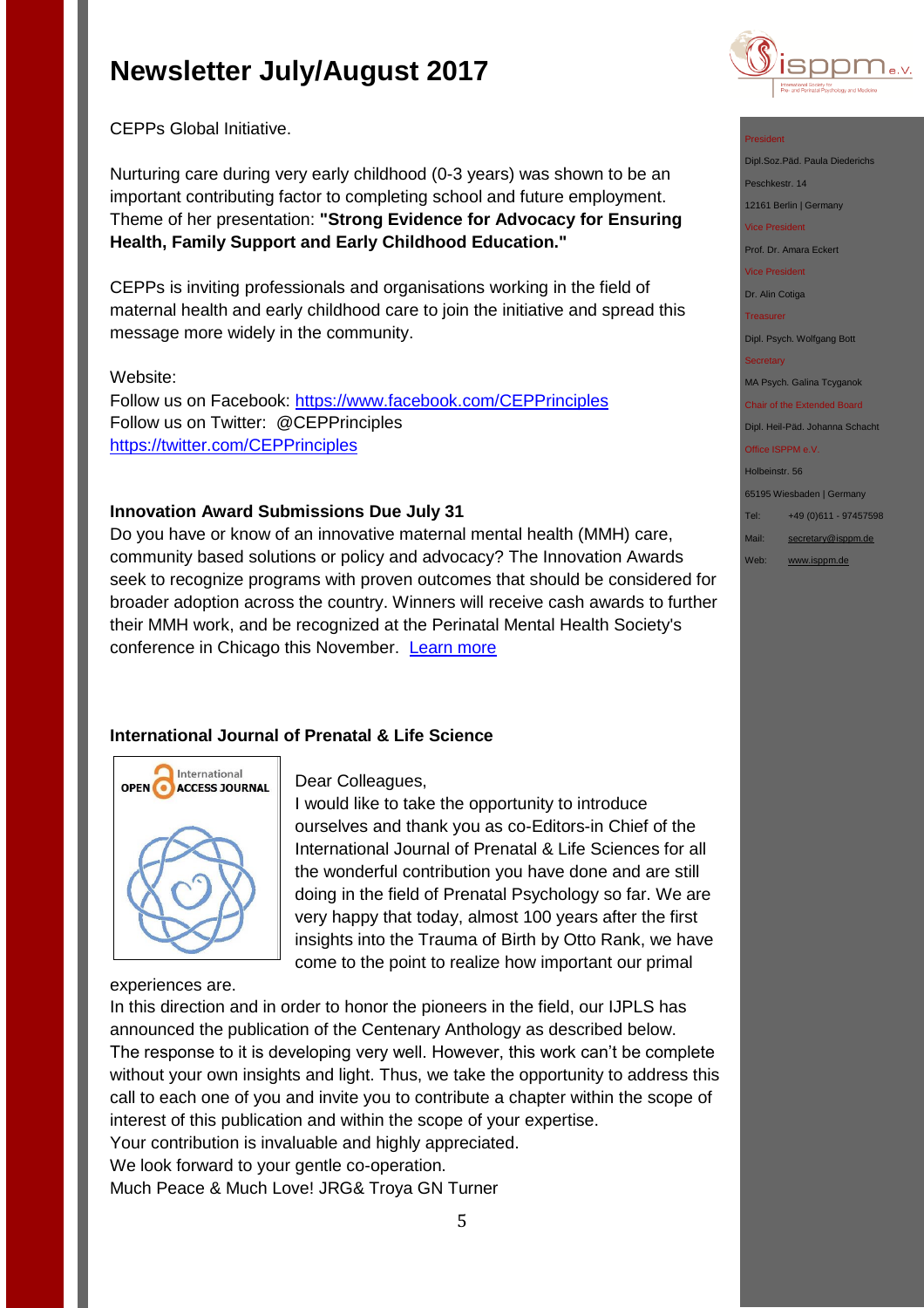# Newsletter July/August 2017

CEPPs Global Initiative.

Nurturing care during very early childhood (0-3 years) was shown to be an important contributing factor to completing school and future employment. Theme of her presentation: **"Strong Evidence for Advocacy for Ensuring Health, Family Support and Early Childhood Education."**

CEPPs is inviting professionals and organisations working in the field of maternal health and early childhood care to join the initiative and spread this message more widely in the community.

Website:
Follow us on Facebook: https://www.facebook.com/CEPPrinciples
Follow us on Twitter: @CEPPrinciples
https://twitter.com/CEPPrinciples

**Innovation Award Submissions Due July 31**
Do you have or know of an innovative maternal mental health (MMH) care, community based solutions or policy and advocacy? The Innovation Awards seek to recognize programs with proven outcomes that should be considered for broader adoption across the country. Winners will receive cash awards to further their MMH work, and be recognized at the Perinatal Mental Health Society's conference in Chicago this November. Learn more

**International Journal of Prenatal & Life Science**

Dear Colleagues,
I would like to take the opportunity to introduce ourselves and thank you as co-Editors-in Chief of the International Journal of Prenatal & Life Sciences for all the wonderful contribution you have done and are still doing in the field of Prenatal Psychology so far. We are very happy that today, almost 100 years after the first insights into the Trauma of Birth by Otto Rank, we have come to the point to realize how important our primal experiences are.
In this direction and in order to honor the pioneers in the field, our IJPLS has announced the publication of the Centenary Anthology as described below.
The response to it is developing very well. However, this work can't be complete without your own insights and light. Thus, we take the opportunity to address this call to each one of you and invite you to contribute a chapter within the scope of interest of this publication and within the scope of your expertise.
Your contribution is invaluable and highly appreciated.
We look forward to your gentle co-operation.
Much Peace & Much Love! JRG& Troya GN Turner

President
Dipl.Soz.Päd. Paula Diederichs
Peschkestr. 14
12161 Berlin | Germany
Vice President
Prof. Dr. Amara Eckert
Vice President
Dr. Alin Cotiga
Treasurer
Dipl. Psych. Wolfgang Bott
Secretary
MA Psych. Galina Tcyganok
Chair of the Extended Board
Dipl. Heil-Päd. Johanna Schacht
Office ISPPM e.V.
Holbeinstr. 56
65195 Wiesbaden | Germany
Tel: +49 (0)611 - 97457598
Mail: secretary@isppm.de
Web: www.isppm.de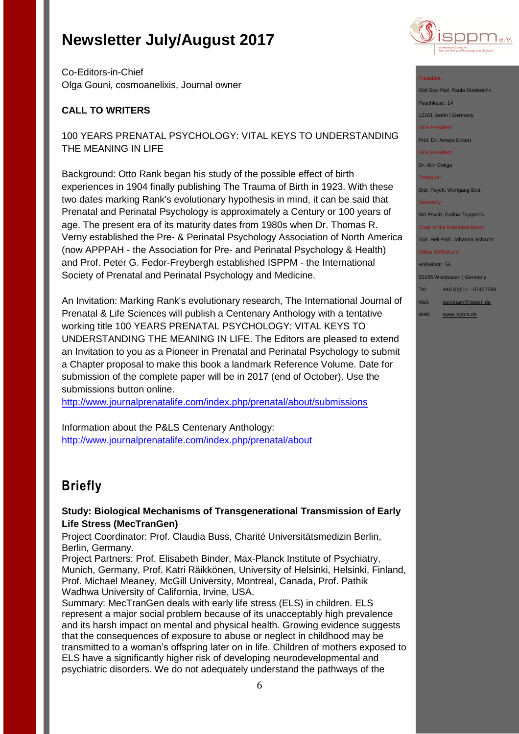# Newsletter July/August 2017

Co-Editors-in-Chief
Olga Gouni, cosmoanelixis, Journal owner

**CALL TO WRITERS**

100 YEARS PRENATAL PSYCHOLOGY: VITAL KEYS TO UNDERSTANDING THE MEANING IN LIFE

Background: Otto Rank began his study of the possible effect of birth experiences in 1904 finally publishing The Trauma of Birth in 1923. With these two dates marking Rank's evolutionary hypothesis in mind, it can be said that Prenatal and Perinatal Psychology is approximately a Century or 100 years of age. The present era of its maturity dates from 1980s when Dr. Thomas R. Verny established the Pre- & Perinatal Psychology Association of North America (now APPPAH - the Association for Pre- and Perinatal Psychology & Health) and Prof. Peter G. Fedor-Freybergh established ISPPM - the International Society of Prenatal and Perinatal Psychology and Medicine.

An Invitation: Marking Rank's evolutionary research, The International Journal of Prenatal & Life Sciences will publish a Centenary Anthology with a tentative working title 100 YEARS PRENATAL PSYCHOLOGY: VITAL KEYS TO UNDERSTANDING THE MEANING IN LIFE. The Editors are pleased to extend an Invitation to you as a Pioneer in Prenatal and Perinatal Psychology to submit a Chapter proposal to make this book a landmark Reference Volume. Date for submission of the complete paper will be in 2017 (end of October). Use the submissions button online.
http://www.journalprenatalife.com/index.php/prenatal/about/submissions

Information about the P&LS Centenary Anthology:
http://www.journalprenatalife.com/index.php/prenatal/about

## Briefly

**Study: Biological Mechanisms of Transgenerational Transmission of Early Life Stress (MecTranGen)**
Project Coordinator: Prof. Claudia Buss, Charité Universitätsmedizin Berlin, Berlin, Germany.
Project Partners: Prof. Elisabeth Binder, Max-Planck Institute of Psychiatry, Munich, Germany, Prof. Katri Räikkönen, University of Helsinki, Helsinki, Finland, Prof. Michael Meaney, McGill University, Montreal, Canada, Prof. Pathik Wadhwa University of California, Irvine, USA.
Summary: MecTranGen deals with early life stress (ELS) in children. ELS represent a major social problem because of its unacceptably high prevalence and its harsh impact on mental and physical health. Growing evidence suggests that the consequences of exposure to abuse or neglect in childhood may be transmitted to a woman's offspring later on in life. Children of mothers exposed to ELS have a significantly higher risk of developing neurodevelopmental and psychiatric disorders. We do not adequately understand the pathways of the

President
Dipl.Soz.Päd. Paula Diederichs
Peschkestr. 14
12161 Berlin | Germany
Vice President
Prof. Dr. Amara Eckert
Vice President
Dr. Alin Cotiga
Treasurer
Dipl. Psych. Wolfgang Bott
Secretary
MA Psych. Galina Tcyganok
Chair of the Extended Board
Dipl. Heil-Päd. Johanna Schacht
Office ISPPM e.V.
Holbeinstr. 56
65195 Wiesbaden | Germany
Tel: +49 (0)611 - 97457598
Mail: secretary@isppm.de
Web: www.isppm.de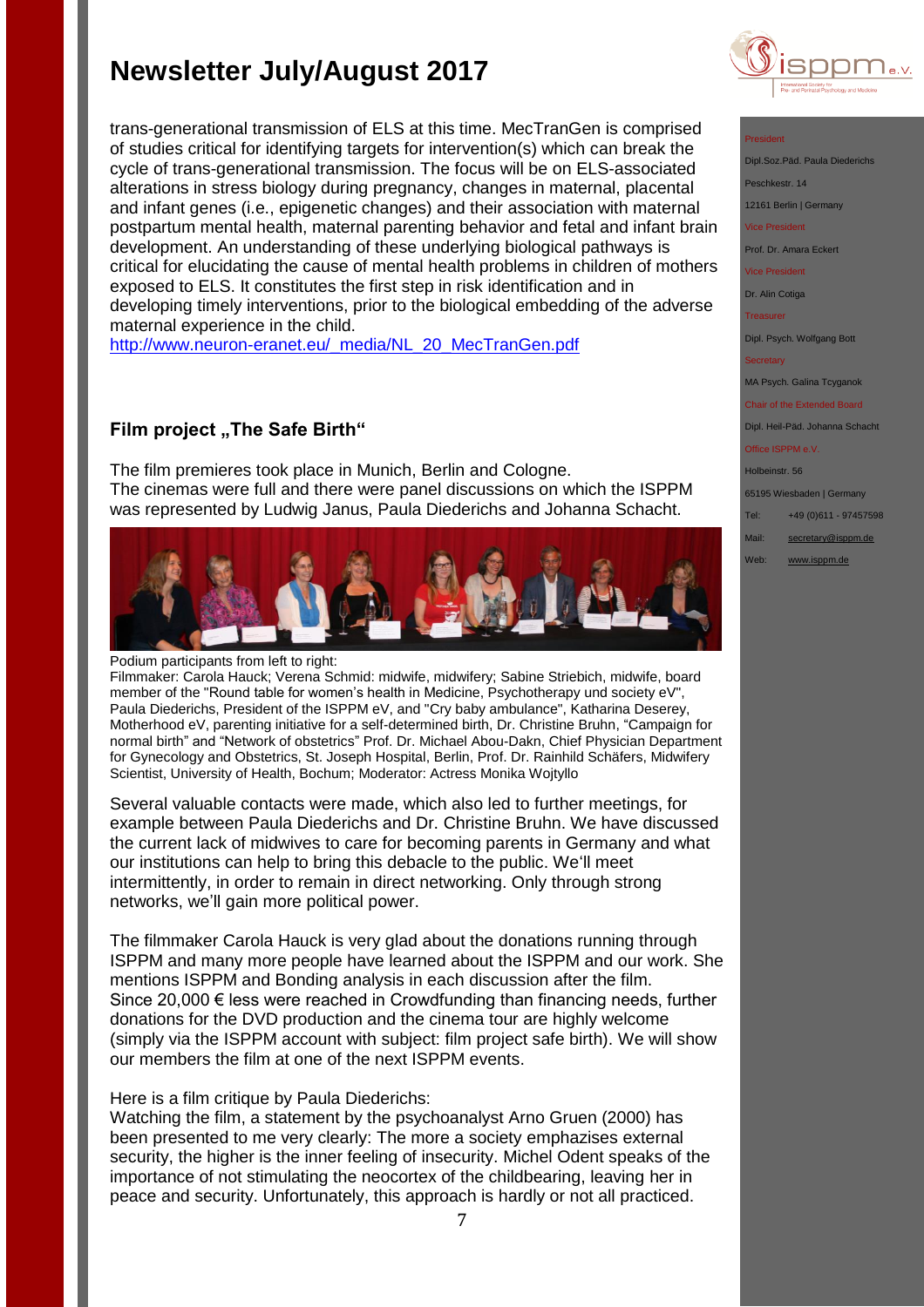trans-generational transmission of ELS at this time. MecTranGen is comprised of studies critical for identifying targets for intervention(s) which can break the cycle of trans-generational transmission. The focus will be on ELS-associated alterations in stress biology during pregnancy, changes in maternal, placental and infant genes (i.e., epigenetic changes) and their association with maternal postpartum mental health, maternal parenting behavior and fetal and infant brain development. An understanding of these underlying biological pathways is critical for elucidating the cause of mental health problems in children of mothers exposed to ELS. It constitutes the first step in risk identification and in developing timely interventions, prior to the biological embedding of the adverse maternal experience in the child.
http://www.neuron-eranet.eu/_media/NL_20_MecTranGen.pdf

## Film project „The Safe Birth“

The film premieres took place in Munich, Berlin and Cologne.
The cinemas were full and there were panel discussions on which the ISPPM was represented by Ludwig Janus, Paula Diederichs and Johanna Schacht.

Podium participants from left to right:
Filmmaker: Carola Hauck; Verena Schmid: midwife, midwifery; Sabine Striebich, midwife, board member of the "Round table for women's health in Medicine, Psychotherapy und society eV", Paula Diederichs, President of the ISPPM eV, and "Cry baby ambulance", Katharina Deserey, Motherhood eV, parenting initiative for a self-determined birth, Dr. Christine Bruhn, "Campaign for normal birth" and "Network of obstetrics" Prof. Dr. Michael Abou-Dakn, Chief Physician Department for Gynecology and Obstetrics, St. Joseph Hospital, Berlin, Prof. Dr. Rainhild Schäfers, Midwifery Scientist, University of Health, Bochum; Moderator: Actress Monika Wojtyllo

Several valuable contacts were made, which also led to further meetings, for example between Paula Diederichs and Dr. Christine Bruhn. We have discussed the current lack of midwives to care for becoming parents in Germany and what our institutions can help to bring this debacle to the public. We'll meet intermittently, in order to remain in direct networking. Only through strong networks, we'll gain more political power.

The filmmaker Carola Hauck is very glad about the donations running through ISPPM and many more people have learned about the ISPPM and our work. She mentions ISPPM and Bonding analysis in each discussion after the film.
Since 20,000 € less were reached in Crowdfunding than financing needs, further donations for the DVD production and the cinema tour are highly welcome (simply via the ISPPM account with subject: film project safe birth). We will show our members the film at one of the next ISPPM events.

Here is a film critique by Paula Diederichs:
Watching the film, a statement by the psychoanalyst Arno Gruen (2000) has been presented to me very clearly: The more a society emphasizes external security, the higher is the inner feeling of insecurity. Michel Odent speaks of the importance of not stimulating the neocortex of the childbearing, leaving her in peace and security. Unfortunately, this approach is hardly or not all practiced.

President
Dipl.Soz.Päd. Paula Diederichs
Peschkestr. 14
12161 Berlin | Germany
Vice President
Prof. Dr. Amara Eckert
Vice President
Dr. Alin Cotiga
Treasurer
Dipl. Psych. Wolfgang Bott
Secretary
MA Psych. Galina Tcyganok
Chair of the Extended Board
Dipl. Heil-Päd. Johanna Schacht
Office ISPPM e.V.
Holbeinstr. 56
65195 Wiesbaden | Germany
Tel: +49 (0)611 - 97457598
Mail: secretary@isppm.de
Web: www.isppm.de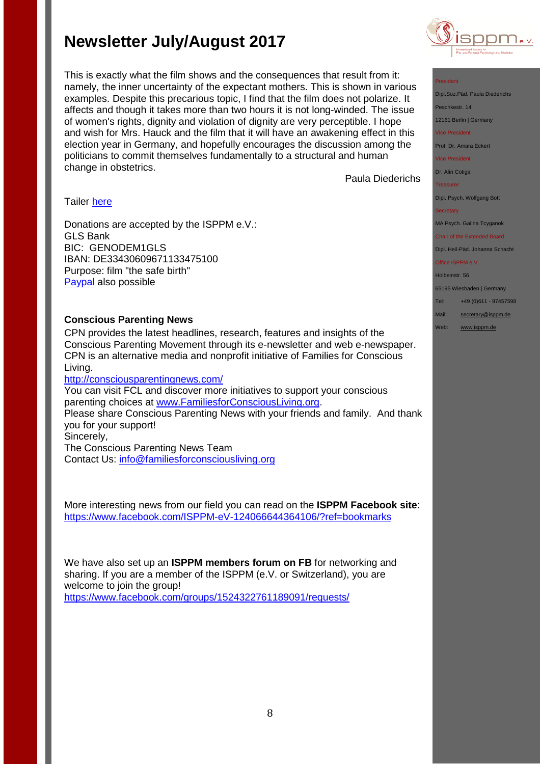# Newsletter July/August 2017

This is exactly what the film shows and the consequences that result from it: namely, the inner uncertainty of the expectant mothers. This is shown in various examples. Despite this precarious topic, I find that the film does not polarize. It affects and though it takes more than two hours it is not long-winded. The issue of women's rights, dignity and violation of dignity are very perceptible. I hope and wish for Mrs. Hauck and the film that it will have an awakening effect in this election year in Germany, and hopefully encourages the discussion among the politicians to commit themselves fundamentally to a structural and human change in obstetrics.

Paula Diederichs

Tailer here

Donations are accepted by the ISPPM e.V.:
GLS Bank
BIC: GENODEM1GLS
IBAN: DE33430609671133475100
Purpose: film "the safe birth"
Paypal also possible

**Conscious Parenting News**

CPN provides the latest headlines, research, features and insights of the Conscious Parenting Movement through its e-newsletter and web e-newspaper. CPN is an alternative media and nonprofit initiative of Families for Conscious Living.
http://consciousparentingnews.com/
You can visit FCL and discover more initiatives to support your conscious parenting choices at www.FamiliesforConsciousLiving.org.
Please share Conscious Parenting News with your friends and family. And thank you for your support!
Sincerely,
The Conscious Parenting News Team
Contact Us: info@familiesforconsciousliving.org

More interesting news from our field you can read on the **ISPPM Facebook site**: https://www.facebook.com/ISPPM-eV-124066644364106/?ref=bookmarks

We have also set up an **ISPPM members forum on FB** for networking and sharing. If you are a member of the ISPPM (e.V. or Switzerland), you are welcome to join the group!
https://www.facebook.com/groups/1524322761189091/requests/

President
Dipl.Soz.Päd. Paula Diederichs
Peschkestr. 14
12161 Berlin | Germany

Vice President
Prof. Dr. Amara Eckert

Vice President
Dr. Alin Cotiga

Treasurer
Dipl. Psych. Wolfgang Bott

Secretary
MA Psych. Galina Tcyganok

Chair of the Extended Board
Dipl. Heil-Päd. Johanna Schacht

Office ISPPM e.V.
Holbeinstr. 56
65195 Wiesbaden | Germany
Tel: +49 (0)611 - 97457598
Mail: secretary@isppm.de
Web: www.isppm.de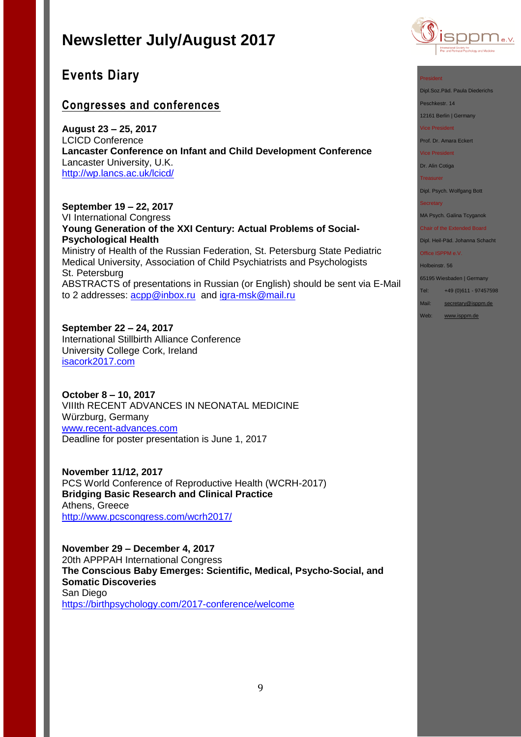# Newsletter July/August 2017

## Events Diary

### Congresses and conferences

**August 23 – 25, 2017**
LCICD Conference
**Lancaster Conference on Infant and Child Development Conference**
Lancaster University, U.K.
http://wp.lancs.ac.uk/lcicd/

**September 19 – 22, 2017**
VI International Congress
**Young Generation of the XXI Century: Actual Problems of Social-Psychological Health**
Ministry of Health of the Russian Federation, St. Petersburg State Pediatric Medical University, Association of Child Psychiatrists and Psychologists
St. Petersburg
ABSTRACTS of presentations in Russian (or English) should be sent via E-Mail to 2 addresses: acpp@inbox.ru and igra-msk@mail.ru

**September 22 – 24, 2017**
International Stillbirth Alliance Conference
University College Cork, Ireland
isacork2017.com

**October 8 – 10, 2017**
VIIIth RECENT ADVANCES IN NEONATAL MEDICINE
Würzburg, Germany
www.recent-advances.com
Deadline for poster presentation is June 1, 2017

**November 11/12, 2017**
PCS World Conference of Reproductive Health (WCRH-2017)
**Bridging Basic Research and Clinical Practice**
Athens, Greece
http://www.pcscongress.com/wcrh2017/

**November 29 – December 4, 2017**
20th APPPAH International Congress
**The Conscious Baby Emerges: Scientific, Medical, Psycho-Social, and Somatic Discoveries**
San Diego
https://birthpsychology.com/2017-conference/welcome

President
Dipl.Soz.Päd. Paula Diederichs
Peschkestr. 14
12161 Berlin | Germany
Vice President
Prof. Dr. Amara Eckert
Vice President
Dr. Alin Cotiga
Treasurer
Dipl. Psych. Wolfgang Bott
Secretary
MA Psych. Galina Tcyganok
Chair of the Extended Board
Dipl. Heil-Päd. Johanna Schacht
Office ISPPM e.V.
Holbeinstr. 56
65195 Wiesbaden | Germany
Tel: +49 (0)611 - 97457598
Mail: secretary@isppm.de
Web: www.isppm.de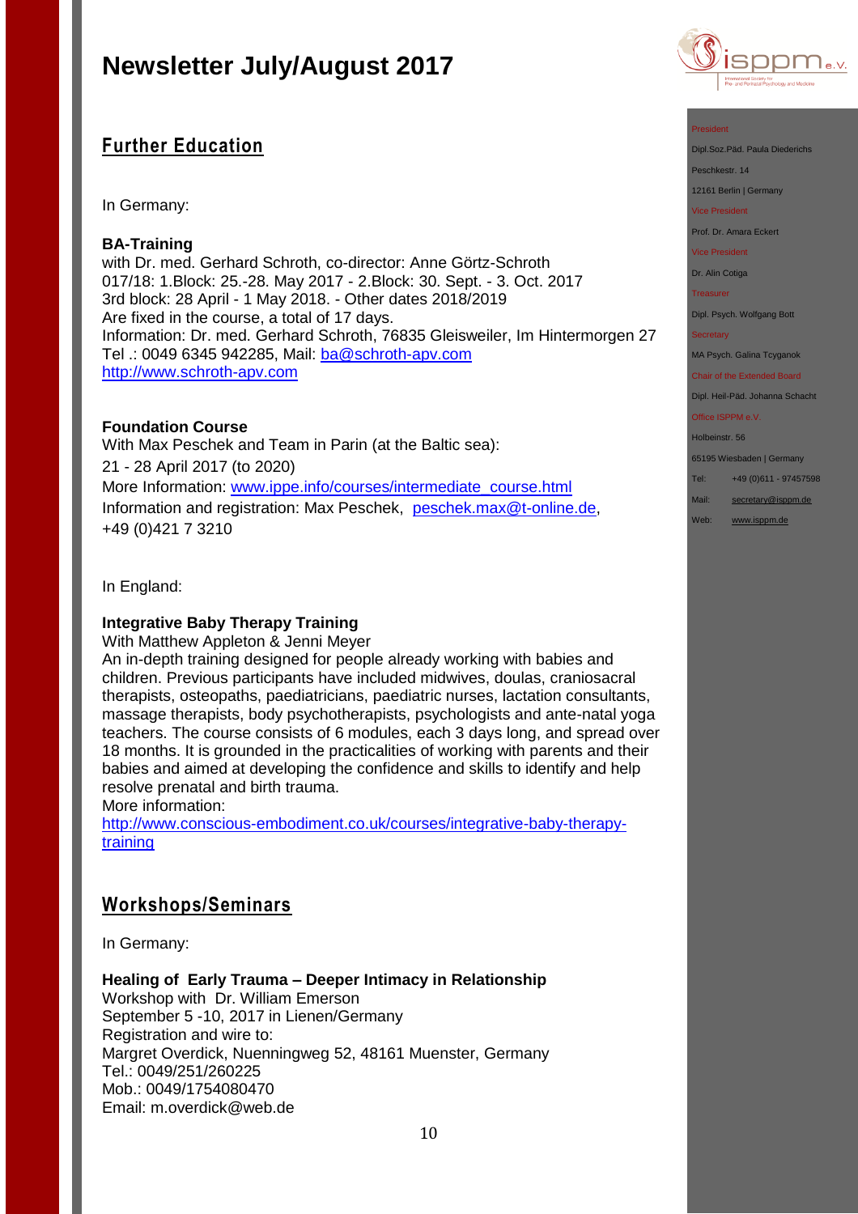# Newsletter July/August 2017

## Further Education

In Germany:

**BA-Training**
with Dr. med. Gerhard Schroth, co-director: Anne Görtz-Schroth
017/18: 1.Block: 25.-28. May 2017 - 2.Block: 30. Sept. - 3. Oct. 2017
3rd block: 28 April - 1 May 2018. - Other dates 2018/2019
Are fixed in the course, a total of 17 days.
Information: Dr. med. Gerhard Schroth, 76835 Gleisweiler, Im Hintermorgen 27
Tel .: 0049 6345 942285, Mail: ba@schroth-apv.com
http://www.schroth-apv.com

**Foundation Course**
With Max Peschek and Team in Parin (at the Baltic sea):
21 - 28 April 2017 (to 2020)
More Information: www.ippe.info/courses/intermediate_course.html
Information and registration: Max Peschek, peschek.max@t-online.de,
+49 (0)421 7 3210

In England:

**Integrative Baby Therapy Training**
With Matthew Appleton & Jenni Meyer
An in-depth training designed for people already working with babies and children. Previous participants have included midwives, doulas, craniosacral therapists, osteopaths, paediatricians, paediatric nurses, lactation consultants, massage therapists, body psychotherapists, psychologists and ante-natal yoga teachers. The course consists of 6 modules, each 3 days long, and spread over 18 months. It is grounded in the practicalities of working with parents and their babies and aimed at developing the confidence and skills to identify and help resolve prenatal and birth trauma.
More information:
http://www.conscious-embodiment.co.uk/courses/integrative-baby-therapy-training

## Workshops/Seminars

In Germany:

**Healing of Early Trauma – Deeper Intimacy in Relationship**
Workshop with Dr. William Emerson
September 5 -10, 2017 in Lienen/Germany
Registration and wire to:
Margret Overdick, Nuenningweg 52, 48161 Muenster, Germany
Tel.: 0049/251/260225
Mob.: 0049/1754080470
Email: m.overdick@web.de

President
Dipl.Soz.Päd. Paula Diederichs
Peschkestr. 14
12161 Berlin | Germany
Vice President
Prof. Dr. Amara Eckert
Vice President
Dr. Alin Cotiga
Treasurer
Dipl. Psych. Wolfgang Bott
Secretary
MA Psych. Galina Tcyganok
Chair of the Extended Board
Dipl. Heil-Päd. Johanna Schacht
Office ISPPM e.V.
Holbeinstr. 56
65195 Wiesbaden | Germany
Tel: +49 (0)611 - 97457598
Mail: secretary@isppm.de
Web: www.isppm.de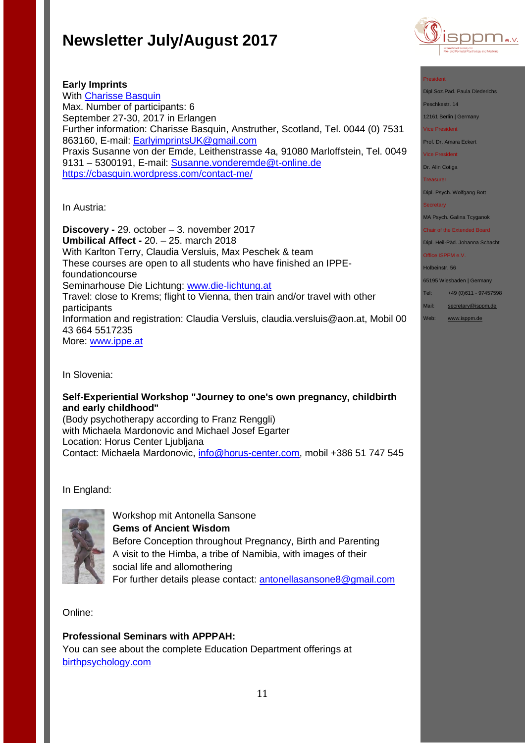# Newsletter July/August 2017

**Early Imprints**
With Charisse Basquin
Max. Number of participants: 6
September 27-30, 2017 in Erlangen
Further information: Charisse Basquin, Anstruther, Scotland, Tel. 0044 (0) 7531 863160, E-mail: EarlyimprintsUK@gmail.com
Praxis Susanne von der Emde, Leithenstrasse 4a, 91080 Marloffstein, Tel. 0049 9131 – 5300191, E-mail: Susanne.vonderemde@t-online.de
https://cbasquin.wordpress.com/contact-me/

In Austria:

**Discovery -** 29. october – 3. november 2017
**Umbilical Affect -** 20. – 25. march 2018
With Karlton Terry, Claudia Versluis, Max Peschek & team
These courses are open to all students who have finished an IPPE-foundationcourse
Seminarhouse Die Lichtung: www.die-lichtung.at
Travel: close to Krems; flight to Vienna, then train and/or travel with other participants
Information and registration: Claudia Versluis, claudia.versluis@aon.at, Mobil 00 43 664 5517235
More: www.ippe.at

In Slovenia:

**Self-Experiential Workshop "Journey to one's own pregnancy, childbirth and early childhood"**
(Body psychotherapy according to Franz Renggli)
with Michaela Mardonovic and Michael Josef Egarter
Location: Horus Center Ljubljana
Contact: Michaela Mardonovic, info@horus-center.com, mobil +386 51 747 545

In England:

Workshop mit Antonella Sansone
**Gems of Ancient Wisdom**
Before Conception throughout Pregnancy, Birth and Parenting
A visit to the Himba, a tribe of Namibia, with images of their social life and allomothering
For further details please contact: antonellasansone8@gmail.com

Online:

**Professional Seminars with APPPAH:**
You can see about the complete Education Department offerings at birthpsychology.com

President
Dipl.Soz.Päd. Paula Diederichs
Peschkestr. 14
12161 Berlin | Germany
Vice President
Prof. Dr. Amara Eckert
Vice President
Dr. Alin Cotiga
Treasurer
Dipl. Psych. Wolfgang Bott
Secretary
MA Psych. Galina Tcyganok
Chair of the Extended Board
Dipl. Heil-Päd. Johanna Schacht
Office ISPPM e.V.
Holbeinstr. 56
65195 Wiesbaden | Germany
Tel: +49 (0)611 - 97457598
Mail: secretary@isppm.de
Web: www.isppm.de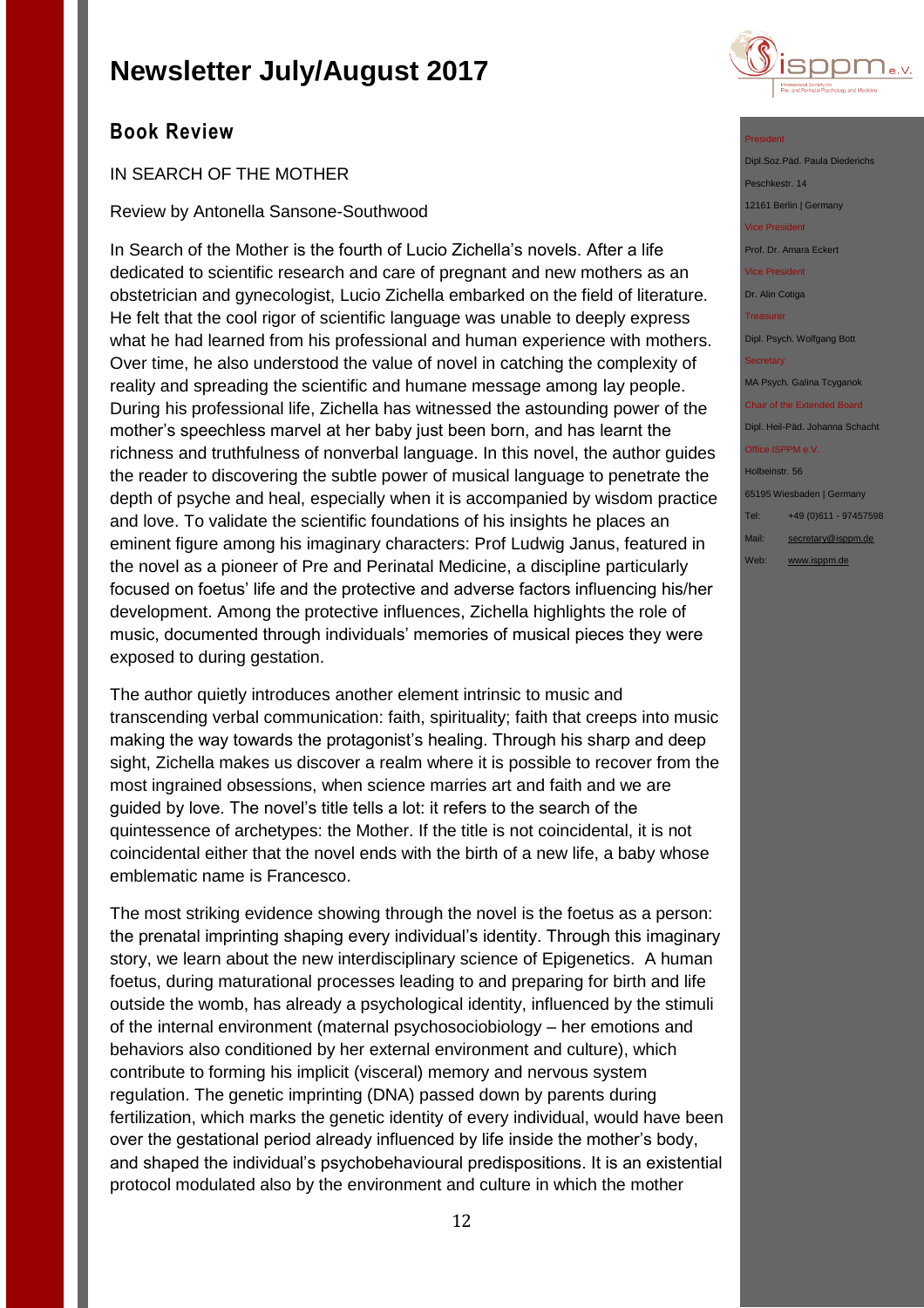# Newsletter July/August 2017

## Book Review

IN SEARCH OF THE MOTHER

Review by Antonella Sansone-Southwood

In Search of the Mother is the fourth of Lucio Zichella's novels. After a life dedicated to scientific research and care of pregnant and new mothers as an obstetrician and gynecologist, Lucio Zichella embarked on the field of literature. He felt that the cool rigor of scientific language was unable to deeply express what he had learned from his professional and human experience with mothers. Over time, he also understood the value of novel in catching the complexity of reality and spreading the scientific and humane message among lay people. During his professional life, Zichella has witnessed the astounding power of the mother's speechless marvel at her baby just been born, and has learnt the richness and truthfulness of nonverbal language. In this novel, the author guides the reader to discovering the subtle power of musical language to penetrate the depth of psyche and heal, especially when it is accompanied by wisdom practice and love. To validate the scientific foundations of his insights he places an eminent figure among his imaginary characters: Prof Ludwig Janus, featured in the novel as a pioneer of Pre and Perinatal Medicine, a discipline particularly focused on foetus' life and the protective and adverse factors influencing his/her development. Among the protective influences, Zichella highlights the role of music, documented through individuals' memories of musical pieces they were exposed to during gestation.

The author quietly introduces another element intrinsic to music and transcending verbal communication: faith, spirituality; faith that creeps into music making the way towards the protagonist's healing. Through his sharp and deep sight, Zichella makes us discover a realm where it is possible to recover from the most ingrained obsessions, when science marries art and faith and we are guided by love. The novel's title tells a lot: it refers to the search of the quintessence of archetypes: the Mother. If the title is not coincidental, it is not coincidental either that the novel ends with the birth of a new life, a baby whose emblematic name is Francesco.

The most striking evidence showing through the novel is the foetus as a person: the prenatal imprinting shaping every individual's identity. Through this imaginary story, we learn about the new interdisciplinary science of Epigenetics. A human foetus, during maturational processes leading to and preparing for birth and life outside the womb, has already a psychological identity, influenced by the stimuli of the internal environment (maternal psychosociobiology – her emotions and behaviors also conditioned by her external environment and culture), which contribute to forming his implicit (visceral) memory and nervous system regulation. The genetic imprinting (DNA) passed down by parents during fertilization, which marks the genetic identity of every individual, would have been over the gestational period already influenced by life inside the mother's body, and shaped the individual's psychobehavioural predispositions. It is an existential protocol modulated also by the environment and culture in which the mother

President
Dipl.Soz.Päd. Paula Diederichs
Peschkestr. 14
12161 Berlin | Germany

Vice President
Prof. Dr. Amara Eckert

Vice President
Dr. Alin Cotiga

Treasurer
Dipl. Psych. Wolfgang Bott

Secretary
MA Psych. Galina Tcyganok

Chair of the Extended Board
Dipl. Heil-Päd. Johanna Schacht

Office ISPPM e.V.
Holbeinstr. 56
65195 Wiesbaden | Germany
Tel: +49 (0)611 - 97457598
Mail: secretary@isppm.de
Web: www.isppm.de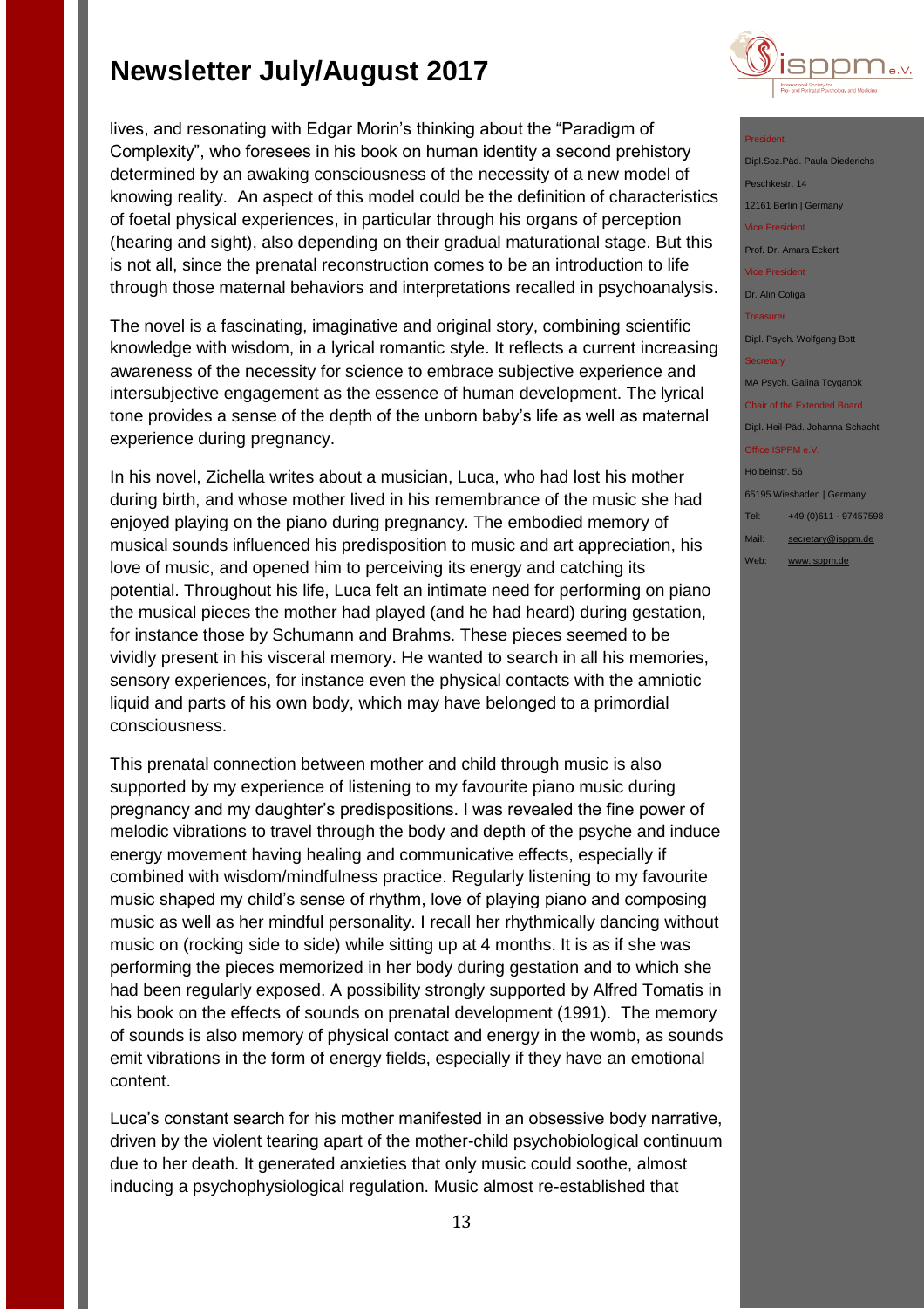lives, and resonating with Edgar Morin's thinking about the "Paradigm of Complexity", who foresees in his book on human identity a second prehistory determined by an awaking consciousness of the necessity of a new model of knowing reality. An aspect of this model could be the definition of characteristics of foetal physical experiences, in particular through his organs of perception (hearing and sight), also depending on their gradual maturational stage. But this is not all, since the prenatal reconstruction comes to be an introduction to life through those maternal behaviors and interpretations recalled in psychoanalysis.

The novel is a fascinating, imaginative and original story, combining scientific knowledge with wisdom, in a lyrical romantic style. It reflects a current increasing awareness of the necessity for science to embrace subjective experience and intersubjective engagement as the essence of human development. The lyrical tone provides a sense of the depth of the unborn baby's life as well as maternal experience during pregnancy.

In his novel, Zichella writes about a musician, Luca, who had lost his mother during birth, and whose mother lived in his remembrance of the music she had enjoyed playing on the piano during pregnancy. The embodied memory of musical sounds influenced his predisposition to music and art appreciation, his love of music, and opened him to perceiving its energy and catching its potential. Throughout his life, Luca felt an intimate need for performing on piano the musical pieces the mother had played (and he had heard) during gestation, for instance those by Schumann and Brahms. These pieces seemed to be vividly present in his visceral memory. He wanted to search in all his memories, sensory experiences, for instance even the physical contacts with the amniotic liquid and parts of his own body, which may have belonged to a primordial consciousness.

This prenatal connection between mother and child through music is also supported by my experience of listening to my favourite piano music during pregnancy and my daughter's predispositions. I was revealed the fine power of melodic vibrations to travel through the body and depth of the psyche and induce energy movement having healing and communicative effects, especially if combined with wisdom/mindfulness practice. Regularly listening to my favourite music shaped my child's sense of rhythm, love of playing piano and composing music as well as her mindful personality. I recall her rhythmically dancing without music on (rocking side to side) while sitting up at 4 months. It is as if she was performing the pieces memorized in her body during gestation and to which she had been regularly exposed. A possibility strongly supported by Alfred Tomatis in his book on the effects of sounds on prenatal development (1991). The memory of sounds is also memory of physical contact and energy in the womb, as sounds emit vibrations in the form of energy fields, especially if they have an emotional content.

Luca's constant search for his mother manifested in an obsessive body narrative, driven by the violent tearing apart of the mother-child psychobiological continuum due to her death. It generated anxieties that only music could soothe, almost inducing a psychophysiological regulation. Music almost re-established that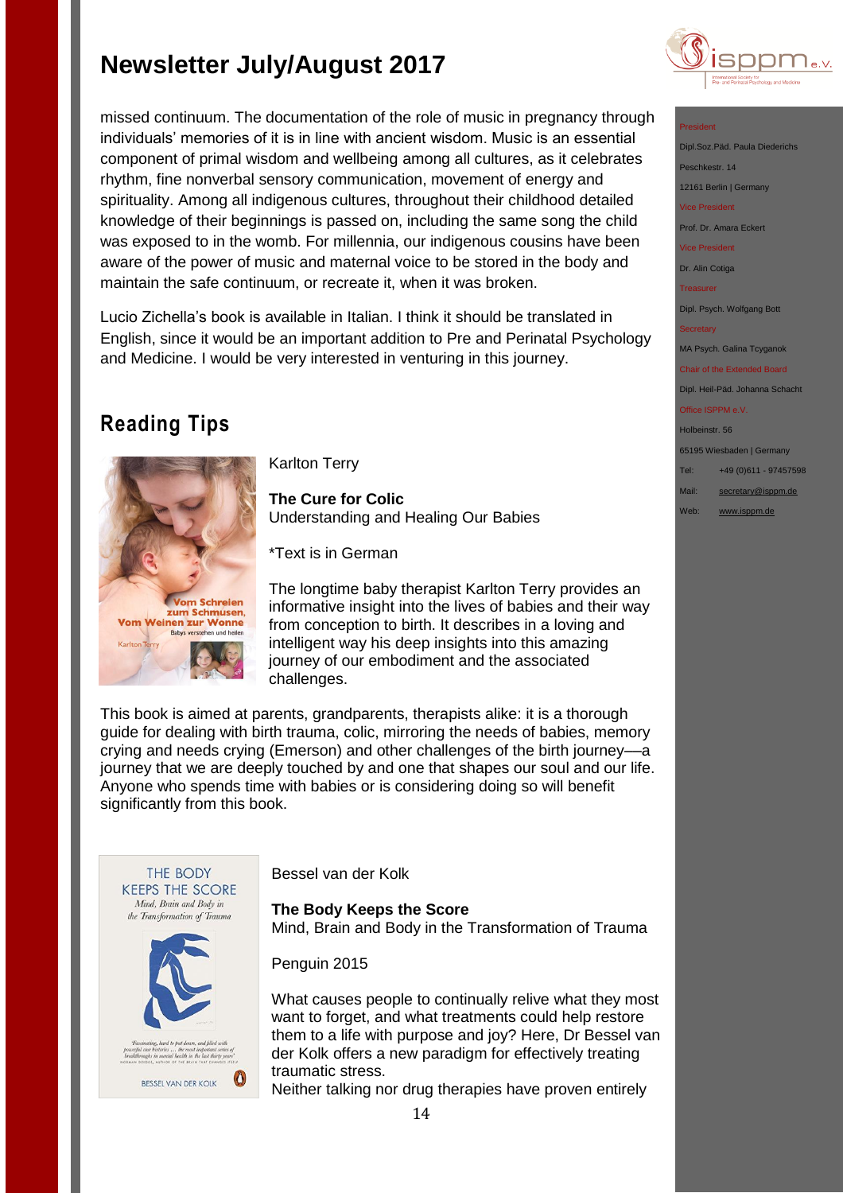missed continuum. The documentation of the role of music in pregnancy through individuals' memories of it is in line with ancient wisdom. Music is an essential component of primal wisdom and wellbeing among all cultures, as it celebrates rhythm, fine nonverbal sensory communication, movement of energy and spirituality. Among all indigenous cultures, throughout their childhood detailed knowledge of their beginnings is passed on, including the same song the child was exposed to in the womb. For millennia, our indigenous cousins have been aware of the power of music and maternal voice to be stored in the body and maintain the safe continuum, or recreate it, when it was broken.

Lucio Zichella's book is available in Italian. I think it should be translated in English, since it would be an important addition to Pre and Perinatal Psychology and Medicine. I would be very interested in venturing in this journey.

## Reading Tips

Karlton Terry

**The Cure for Colic**
Understanding and Healing Our Babies

*Text is in German

The longtime baby therapist Karlton Terry provides an informative insight into the lives of babies and their way from conception to birth. It describes in a loving and intelligent way his deep insights into this amazing journey of our embodiment and the associated challenges.

This book is aimed at parents, grandparents, therapists alike: it is a thorough guide for dealing with birth trauma, colic, mirroring the needs of babies, memory crying and needs crying (Emerson) and other challenges of the birth journey—a journey that we are deeply touched by and one that shapes our soul and our life. Anyone who spends time with babies or is considering doing so will benefit significantly from this book.

Bessel van der Kolk

**The Body Keeps the Score**
Mind, Brain and Body in the Transformation of Trauma

Penguin 2015

What causes people to continually relive what they most want to forget, and what treatments could help restore them to a life with purpose and joy? Here, Dr Bessel van der Kolk offers a new paradigm for effectively treating traumatic stress.
Neither talking nor drug therapies have proven entirely

President
Dipl.Soz.Päd. Paula Diederichs
Peschkestr. 14
12161 Berlin | Germany

Vice President
Prof. Dr. Amara Eckert

Vice President
Dr. Alin Cotiga

Treasurer
Dipl. Psych. Wolfgang Bott

Secretary
MA Psych. Galina Tcyganok

Chair of the Extended Board
Dipl. Heil-Päd. Johanna Schacht

Office ISPPM e.V.
Holbeinstr. 56
65195 Wiesbaden | Germany
Tel: +49 (0)611 - 97457598
Mail: secretary@isppm.de
Web: www.isppm.de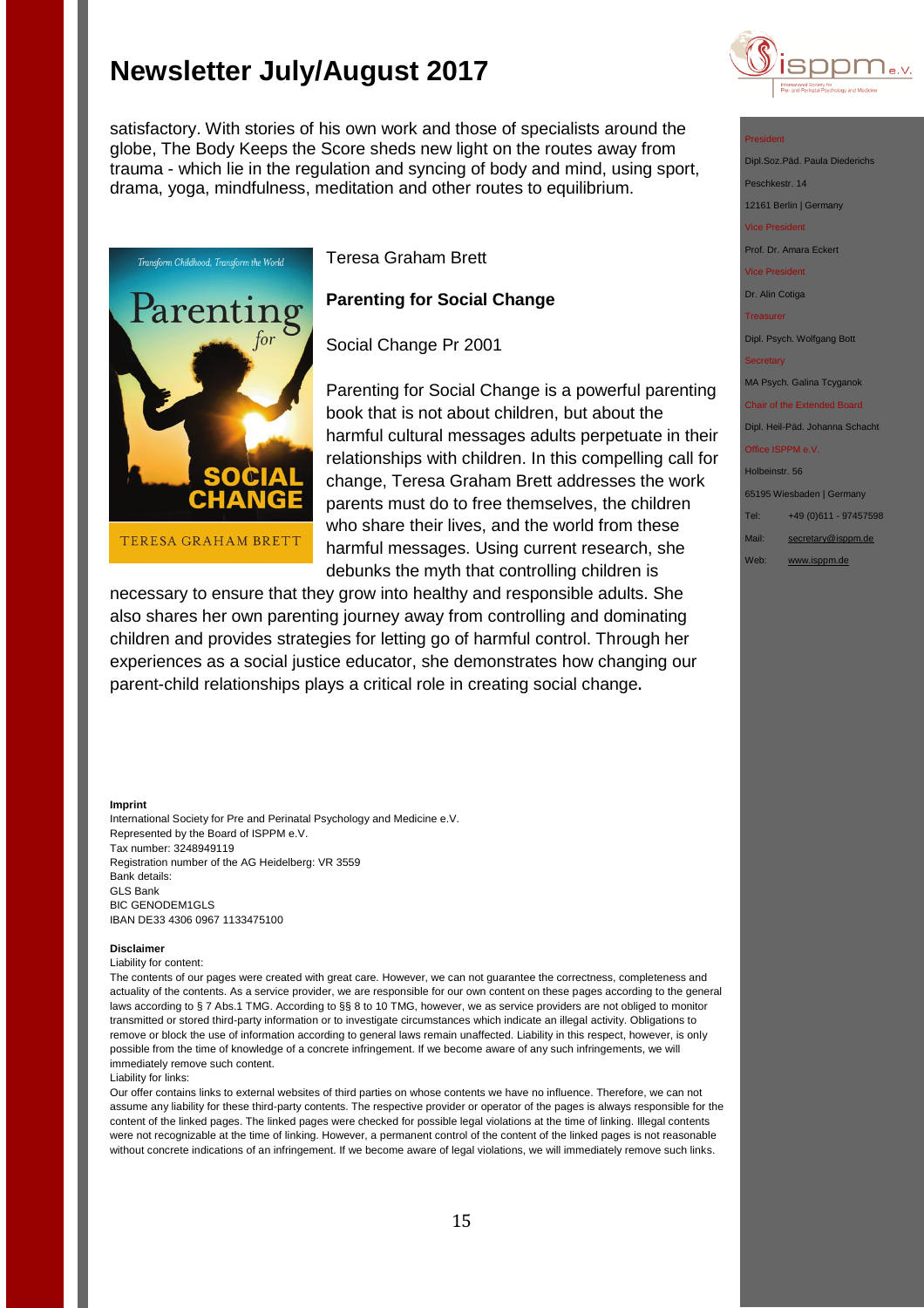satisfactory. With stories of his own work and those of specialists around the globe, The Body Keeps the Score sheds new light on the routes away from trauma - which lie in the regulation and syncing of body and mind, using sport, drama, yoga, mindfulness, meditation and other routes to equilibrium.

Teresa Graham Brett

**Parenting for Social Change**

Social Change Pr 2001

Parenting for Social Change is a powerful parenting book that is not about children, but about the harmful cultural messages adults perpetuate in their relationships with children. In this compelling call for change, Teresa Graham Brett addresses the work parents must do to free themselves, the children who share their lives, and the world from these harmful messages. Using current research, she debunks the myth that controlling children is necessary to ensure that they grow into healthy and responsible adults. She also shares her own parenting journey away from controlling and dominating children and provides strategies for letting go of harmful control. Through her experiences as a social justice educator, she demonstrates how changing our parent-child relationships plays a critical role in creating social change.

President
Dipl.Soz.Päd. Paula Diederichs
Peschkestr. 14
12161 Berlin | Germany

Vice President
Prof. Dr. Amara Eckert

Vice President
Dr. Alin Cotiga

Treasurer
Dipl. Psych. Wolfgang Bott

Secretary
MA Psych. Galina Tcyganok

Chair of the Extended Board
Dipl. Heil-Päd. Johanna Schacht

Office ISPPM e.V.
Holbeinstr. 56
65195 Wiesbaden | Germany
Tel: +49 (0)611 - 97457598
Mail: secretary@isppm.de
Web: www.isppm.de

**Imprint**

International Society for Pre and Perinatal Psychology and Medicine e.V.
Represented by the Board of ISPPM e.V.
Tax number: 3248949119
Registration number of the AG Heidelberg: VR 3559
Bank details:
GLS Bank
BIC GENODEM1GLS
IBAN DE33 4306 0967 1133475100

**Disclaimer**

Liability for content:

The contents of our pages were created with great care. However, we can not guarantee the correctness, completeness and actuality of the contents. As a service provider, we are responsible for our own content on these pages according to the general laws according to § 7 Abs.1 TMG. According to §§ 8 to 10 TMG, however, we as service providers are not obliged to monitor transmitted or stored third-party information or to investigate circumstances which indicate an illegal activity. Obligations to remove or block the use of information according to general laws remain unaffected. Liability in this respect, however, is only possible from the time of knowledge of a concrete infringement. If we become aware of any such infringements, we will immediately remove such content.

Liability for links:

Our offer contains links to external websites of third parties on whose contents we have no influence. Therefore, we can not assume any liability for these third-party contents. The respective provider or operator of the pages is always responsible for the content of the linked pages. The linked pages were checked for possible legal violations at the time of linking. Illegal contents were not recognizable at the time of linking. However, a permanent control of the content of the linked pages is not reasonable without concrete indications of an infringement. If we become aware of legal violations, we will immediately remove such links.